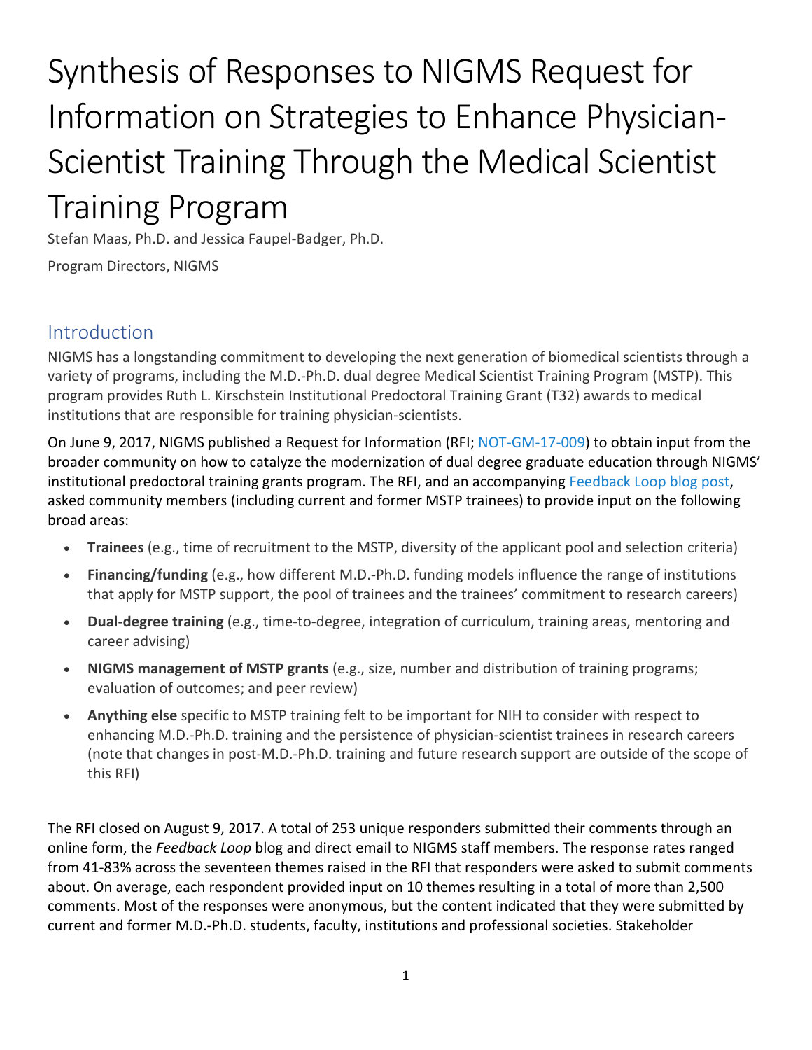# Synthesis of Responses to NIGMS Request for Information on Strategies to Enhance Physician-Scientist Training Through the Medical Scientist Training Program

Stefan Maas, Ph.D. and Jessica Faupel-Badger, Ph.D.

Program Directors, NIGMS

## Introduction

NIGMS has a longstanding commitment to developing the next generation of biomedical scientists through a variety of programs, including the M.D.-Ph.D. dual degree Medical Scientist Training Program (MSTP). This program provides Ruth L. Kirschstein Institutional Predoctoral Training Grant (T32) awards to medical institutions that are responsible for training physician-scientists.

On June 9, 2017, NIGMS published a Request for Information (RFI; NOT-GM-17-009) to obtain input from the broader community on how to catalyze the modernization of dual degree graduate education through NIGMS' institutional predoctoral training grants program. The RFI, and an accompanying Feedback Loop blog post, asked community members (including current and former MSTP trainees) to provide input on the following broad areas:

- **Trainees** (e.g., time of recruitment to the MSTP, diversity of the applicant pool and selection criteria)
- **Financing/funding** (e.g., how different M.D.-Ph.D. funding models influence the range of institutions that apply for MSTP support, the pool of trainees and the trainees' commitment to research careers)
- **Dual-degree training** (e.g., time-to-degree, integration of curriculum, training areas, mentoring and career advising)
- **NIGMS management of MSTP grants** (e.g., size, number and distribution of training programs; evaluation of outcomes; and peer review)
- **Anything else** specific to MSTP training felt to be important for NIH to consider with respect to enhancing M.D.-Ph.D. training and the persistence of physician-scientist trainees in research careers (note that changes in post-M.D.-Ph.D. training and future research support are outside of the scope of this RFI)

The RFI closed on August 9, 2017. A total of 253 unique responders submitted their comments through an online form, the *Feedback Loop* blog and direct email to NIGMS staff members. The response rates ranged from 41-83% across the seventeen themes raised in the RFI that responders were asked to submit comments about. On average, each respondent provided input on 10 themes resulting in a total of more than 2,500 comments. Most of the responses were anonymous, but the content indicated that they were submitted by current and former M.D.-Ph.D. students, faculty, institutions and professional societies. Stakeholder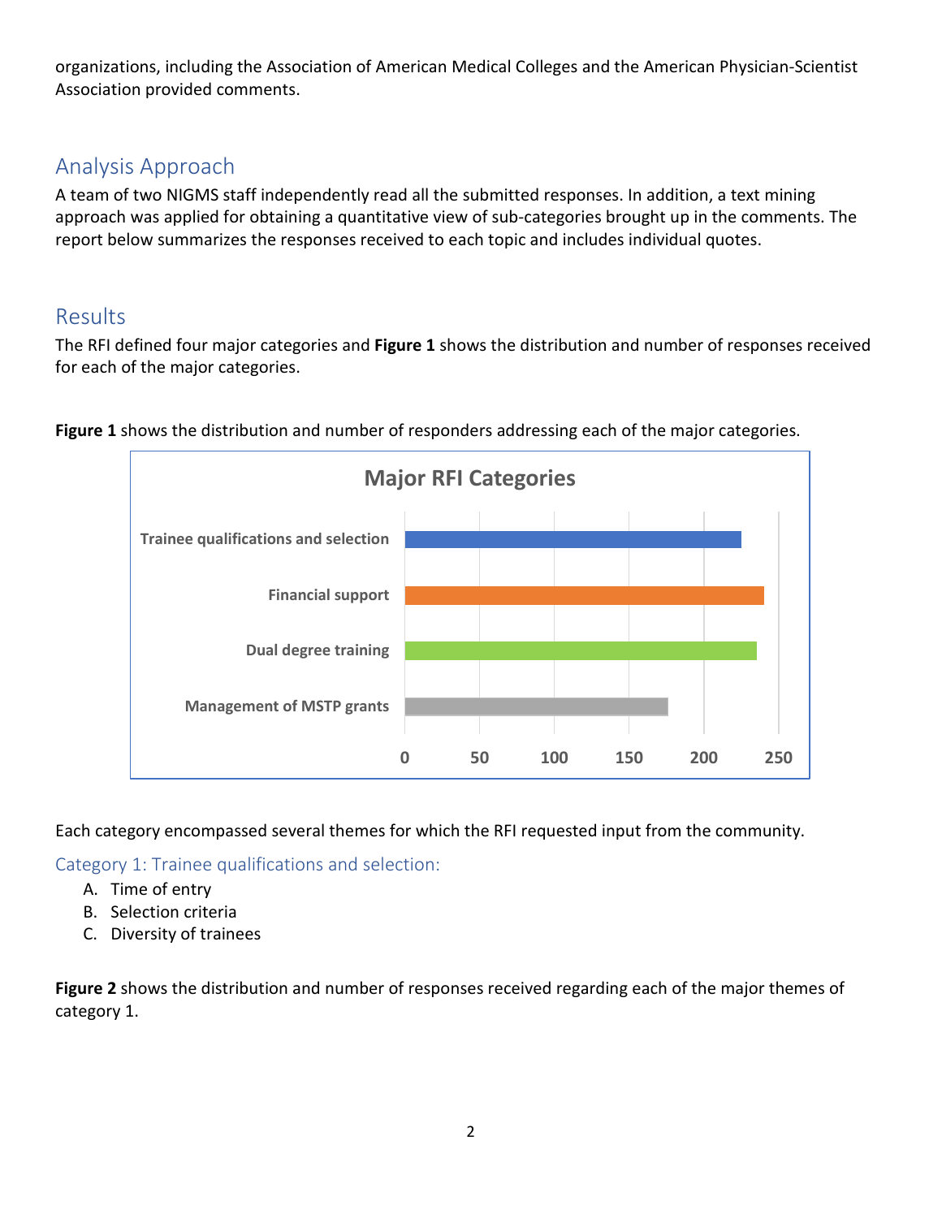organizations, including the Association of American Medical Colleges and the American Physician-Scientist Association provided comments.

## Analysis Approach

A team of two NIGMS staff independently read all the submitted responses. In addition, a text mining approach was applied for obtaining a quantitative view of sub-categories brought up in the comments. The report below summarizes the responses received to each topic and includes individual quotes.

## Results

The RFI defined four major categories and **Figure 1** shows the distribution and number of responses received for each of the major categories.

**Figure 1** shows the distribution and number of responders addressing each of the major categories.

Each category encompassed several themes for which the RFI requested input from the community.

### Category 1: Trainee qualifications and selection:

A. Time of entry
B. Selection criteria
C. Diversity of trainees

**Figure 2** shows the distribution and number of responses received regarding each of the major themes of category 1.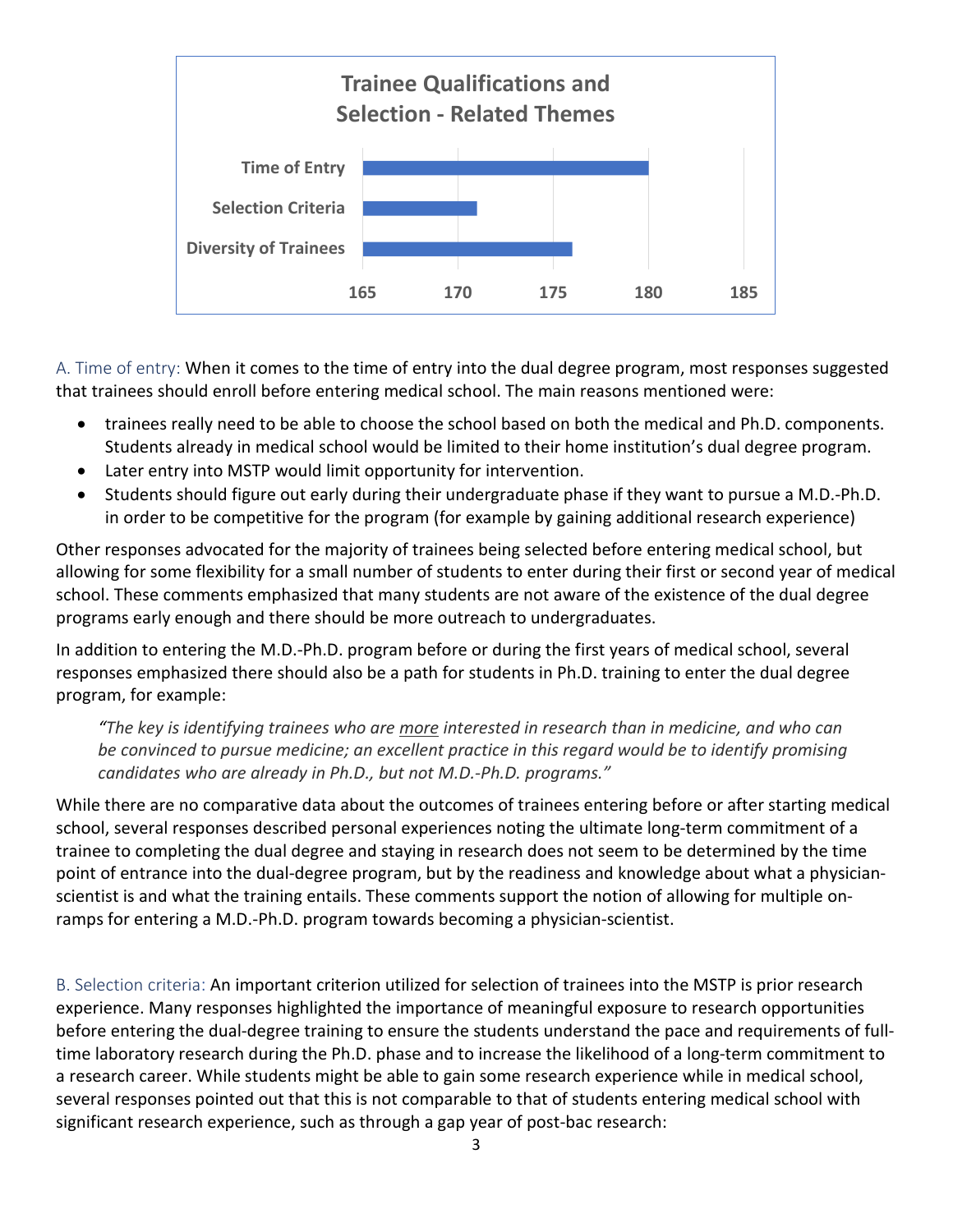**Trainee Qualifications and Selection - Related Themes**

| Theme | Value |
| --- | --- |
| Time of Entry | 180 |
| Selection Criteria | 171 |
| Diversity of Trainees | 176 |

A. Time of entry: When it comes to the time of entry into the dual degree program, most responses suggested that trainees should enroll before entering medical school. The main reasons mentioned were:

- trainees really need to be able to choose the school based on both the medical and Ph.D. components. Students already in medical school would be limited to their home institution's dual degree program.
- Later entry into MSTP would limit opportunity for intervention.
- Students should figure out early during their undergraduate phase if they want to pursue a M.D.-Ph.D. in order to be competitive for the program (for example by gaining additional research experience)

Other responses advocated for the majority of trainees being selected before entering medical school, but allowing for some flexibility for a small number of students to enter during their first or second year of medical school. These comments emphasized that many students are not aware of the existence of the dual degree programs early enough and there should be more outreach to undergraduates.

In addition to entering the M.D.-Ph.D. program before or during the first years of medical school, several responses emphasized there should also be a path for students in Ph.D. training to enter the dual degree program, for example:

> *"The key is identifying trainees who are more interested in research than in medicine, and who can be convinced to pursue medicine; an excellent practice in this regard would be to identify promising candidates who are already in Ph.D., but not M.D.-Ph.D. programs."*

While there are no comparative data about the outcomes of trainees entering before or after starting medical school, several responses described personal experiences noting the ultimate long-term commitment of a trainee to completing the dual degree and staying in research does not seem to be determined by the time point of entrance into the dual-degree program, but by the readiness and knowledge about what a physician-scientist is and what the training entails. These comments support the notion of allowing for multiple on-ramps for entering a M.D.-Ph.D. program towards becoming a physician-scientist.

B. Selection criteria: An important criterion utilized for selection of trainees into the MSTP is prior research experience. Many responses highlighted the importance of meaningful exposure to research opportunities before entering the dual-degree training to ensure the students understand the pace and requirements of full-time laboratory research during the Ph.D. phase and to increase the likelihood of a long-term commitment to a research career. While students might be able to gain some research experience while in medical school, several responses pointed out that this is not comparable to that of students entering medical school with significant research experience, such as through a gap year of post-bac research: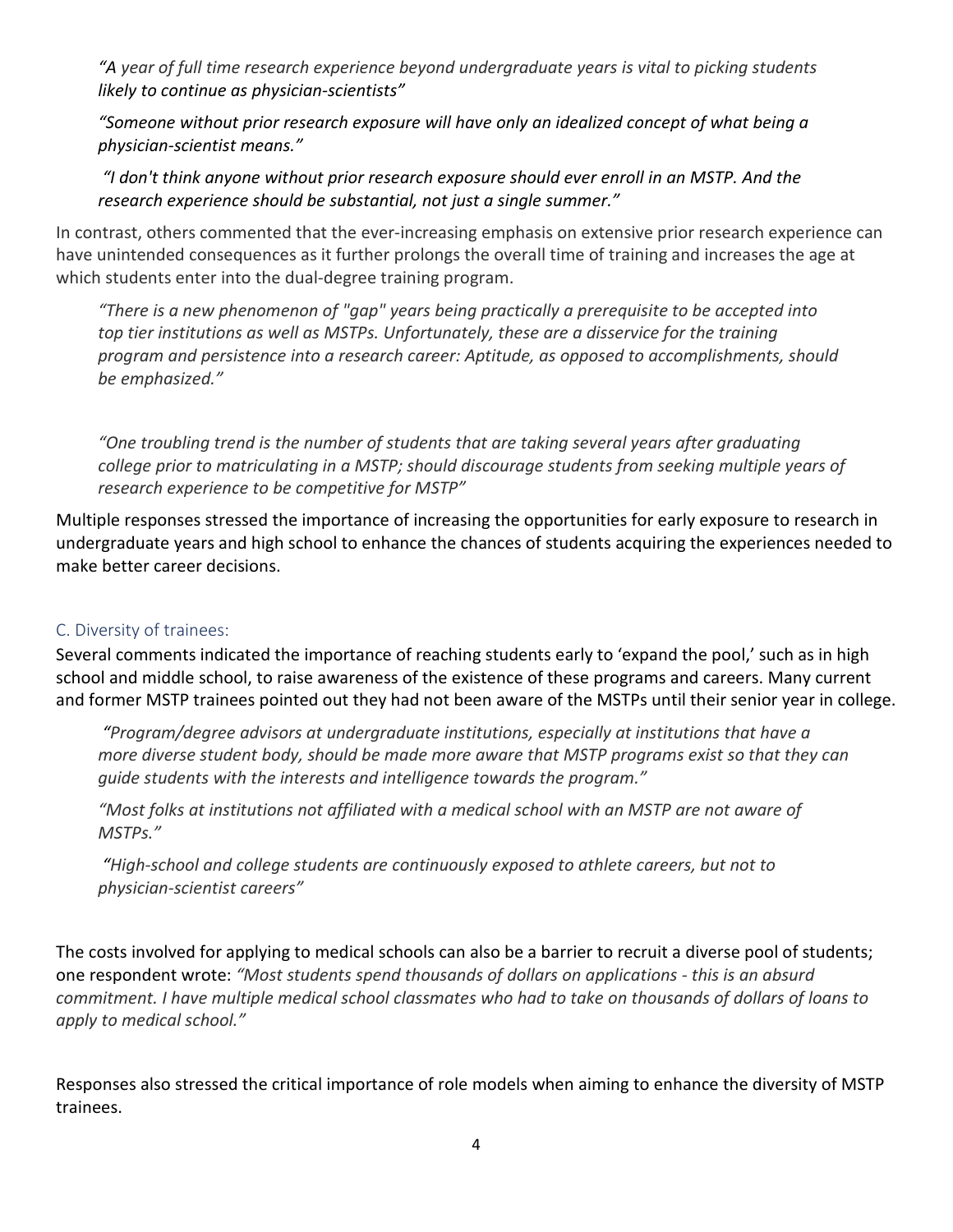*"A year of full time research experience beyond undergraduate years is vital to picking students likely to continue as physician-scientists"*

*"Someone without prior research exposure will have only an idealized concept of what being a physician-scientist means."*

*"I don't think anyone without prior research exposure should ever enroll in an MSTP. And the research experience should be substantial, not just a single summer."*

In contrast, others commented that the ever-increasing emphasis on extensive prior research experience can have unintended consequences as it further prolongs the overall time of training and increases the age at which students enter into the dual-degree training program.

*"There is a new phenomenon of "gap" years being practically a prerequisite to be accepted into top tier institutions as well as MSTPs. Unfortunately, these are a disservice for the training program and persistence into a research career: Aptitude, as opposed to accomplishments, should be emphasized."*

*"One troubling trend is the number of students that are taking several years after graduating college prior to matriculating in a MSTP; should discourage students from seeking multiple years of research experience to be competitive for MSTP"*

Multiple responses stressed the importance of increasing the opportunities for early exposure to research in undergraduate years and high school to enhance the chances of students acquiring the experiences needed to make better career decisions.

### C. Diversity of trainees:

Several comments indicated the importance of reaching students early to 'expand the pool,' such as in high school and middle school, to raise awareness of the existence of these programs and careers. Many current and former MSTP trainees pointed out they had not been aware of the MSTPs until their senior year in college.

*"Program/degree advisors at undergraduate institutions, especially at institutions that have a more diverse student body, should be made more aware that MSTP programs exist so that they can guide students with the interests and intelligence towards the program."*

*"Most folks at institutions not affiliated with a medical school with an MSTP are not aware of MSTPs."*

*"High-school and college students are continuously exposed to athlete careers, but not to physician-scientist careers"*

The costs involved for applying to medical schools can also be a barrier to recruit a diverse pool of students; one respondent wrote: *"Most students spend thousands of dollars on applications - this is an absurd commitment. I have multiple medical school classmates who had to take on thousands of dollars of loans to apply to medical school."*

Responses also stressed the critical importance of role models when aiming to enhance the diversity of MSTP trainees.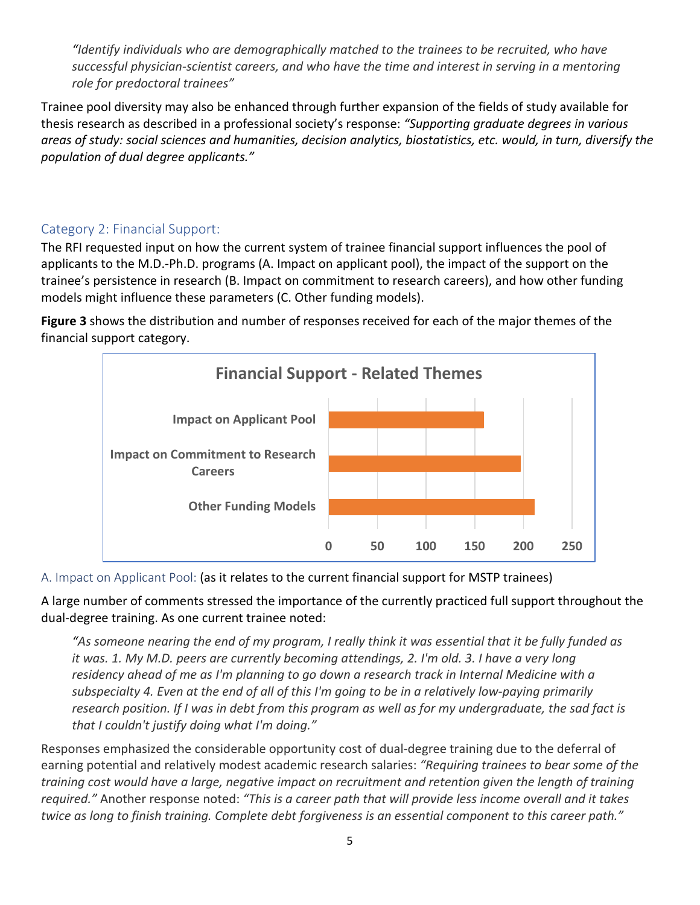*"Identify individuals who are demographically matched to the trainees to be recruited, who have successful physician-scientist careers, and who have the time and interest in serving in a mentoring role for predoctoral trainees"*

Trainee pool diversity may also be enhanced through further expansion of the fields of study available for thesis research as described in a professional society's response: *"Supporting graduate degrees in various areas of study: social sciences and humanities, decision analytics, biostatistics, etc. would, in turn, diversify the population of dual degree applicants."*

## Category 2: Financial Support:

The RFI requested input on how the current system of trainee financial support influences the pool of applicants to the M.D.-Ph.D. programs (A. Impact on applicant pool), the impact of the support on the trainee's persistence in research (B. Impact on commitment to research careers), and how other funding models might influence these parameters (C. Other funding models).

**Figure 3** shows the distribution and number of responses received for each of the major themes of the financial support category.

**Financial Support - Related Themes**

| Theme | Approximate number of responses |
|---|---|
| Impact on Applicant Pool | ~160 |
| Impact on Commitment to Research Careers | ~198 |
| Other Funding Models | ~212 |

### A. Impact on Applicant Pool: (as it relates to the current financial support for MSTP trainees)

A large number of comments stressed the importance of the currently practiced full support throughout the dual-degree training. As one current trainee noted:

*"As someone nearing the end of my program, I really think it was essential that it be fully funded as it was. 1. My M.D. peers are currently becoming attendings, 2. I'm old. 3. I have a very long residency ahead of me as I'm planning to go down a research track in Internal Medicine with a subspecialty 4. Even at the end of all of this I'm going to be in a relatively low-paying primarily research position. If I was in debt from this program as well as for my undergraduate, the sad fact is that I couldn't justify doing what I'm doing."*

Responses emphasized the considerable opportunity cost of dual-degree training due to the deferral of earning potential and relatively modest academic research salaries: *"Requiring trainees to bear some of the training cost would have a large, negative impact on recruitment and retention given the length of training required."* Another response noted: *"This is a career path that will provide less income overall and it takes twice as long to finish training. Complete debt forgiveness is an essential component to this career path."*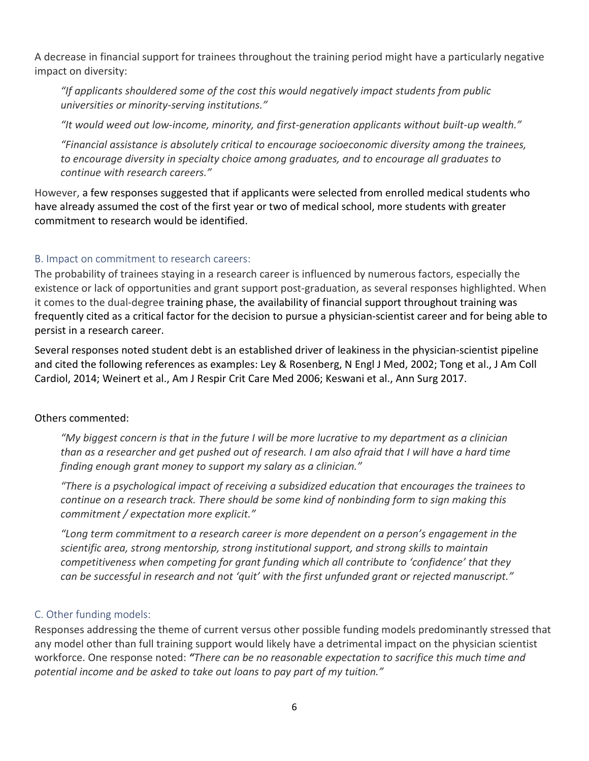A decrease in financial support for trainees throughout the training period might have a particularly negative impact on diversity:

> *"If applicants shouldered some of the cost this would negatively impact students from public universities or minority-serving institutions."*
>
> *"It would weed out low-income, minority, and first-generation applicants without built-up wealth."*
>
> *"Financial assistance is absolutely critical to encourage socioeconomic diversity among the trainees, to encourage diversity in specialty choice among graduates, and to encourage all graduates to continue with research careers."*

However, a few responses suggested that if applicants were selected from enrolled medical students who have already assumed the cost of the first year or two of medical school, more students with greater commitment to research would be identified.

### B. Impact on commitment to research careers:

The probability of trainees staying in a research career is influenced by numerous factors, especially the existence or lack of opportunities and grant support post-graduation, as several responses highlighted. When it comes to the dual-degree training phase, the availability of financial support throughout training was frequently cited as a critical factor for the decision to pursue a physician-scientist career and for being able to persist in a research career.

Several responses noted student debt is an established driver of leakiness in the physician-scientist pipeline and cited the following references as examples: Ley & Rosenberg, N Engl J Med, 2002; Tong et al., J Am Coll Cardiol, 2014; Weinert et al., Am J Respir Crit Care Med 2006; Keswani et al., Ann Surg 2017.

Others commented:

> *"My biggest concern is that in the future I will be more lucrative to my department as a clinician than as a researcher and get pushed out of research. I am also afraid that I will have a hard time finding enough grant money to support my salary as a clinician."*
>
> *"There is a psychological impact of receiving a subsidized education that encourages the trainees to continue on a research track. There should be some kind of nonbinding form to sign making this commitment / expectation more explicit."*
>
> *"Long term commitment to a research career is more dependent on a person's engagement in the scientific area, strong mentorship, strong institutional support, and strong skills to maintain competitiveness when competing for grant funding which all contribute to 'confidence' that they can be successful in research and not 'quit' with the first unfunded grant or rejected manuscript."*

### C. Other funding models:

Responses addressing the theme of current versus other possible funding models predominantly stressed that any model other than full training support would likely have a detrimental impact on the physician scientist workforce. One response noted: ***"****There can be no reasonable expectation to sacrifice this much time and potential income and be asked to take out loans to pay part of my tuition."*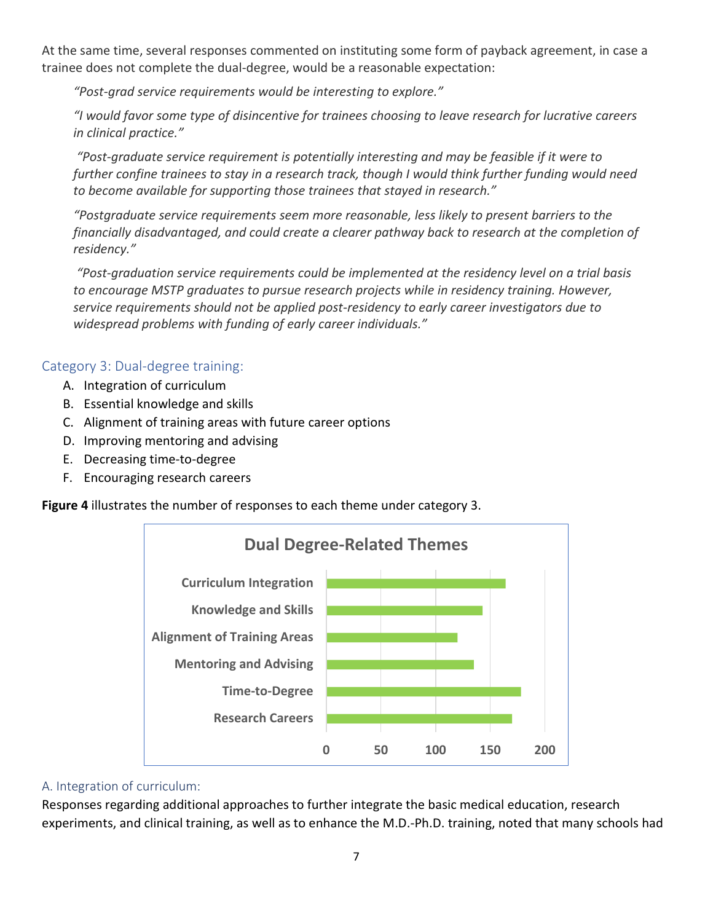At the same time, several responses commented on instituting some form of payback agreement, in case a trainee does not complete the dual-degree, would be a reasonable expectation:

> *"Post-grad service requirements would be interesting to explore."*
>
> *"I would favor some type of disincentive for trainees choosing to leave research for lucrative careers in clinical practice."*
>
> *"Post-graduate service requirement is potentially interesting and may be feasible if it were to further confine trainees to stay in a research track, though I would think further funding would need to become available for supporting those trainees that stayed in research."*
>
> *"Postgraduate service requirements seem more reasonable, less likely to present barriers to the financially disadvantaged, and could create a clearer pathway back to research at the completion of residency."*
>
> *"Post-graduation service requirements could be implemented at the residency level on a trial basis to encourage MSTP graduates to pursue research projects while in residency training. However, service requirements should not be applied post-residency to early career investigators due to widespread problems with funding of early career individuals."*

## Category 3: Dual-degree training:

A. Integration of curriculum
B. Essential knowledge and skills
C. Alignment of training areas with future career options
D. Improving mentoring and advising
E. Decreasing time-to-degree
F. Encouraging research careers

**Figure 4** illustrates the number of responses to each theme under category 3.

**Dual Degree-Related Themes**

- Curriculum Integration
- Knowledge and Skills
- Alignment of Training Areas
- Mentoring and Advising
- Time-to-Degree
- Research Careers

### A. Integration of curriculum:

Responses regarding additional approaches to further integrate the basic medical education, research experiments, and clinical training, as well as to enhance the M.D.-Ph.D. training, noted that many schools had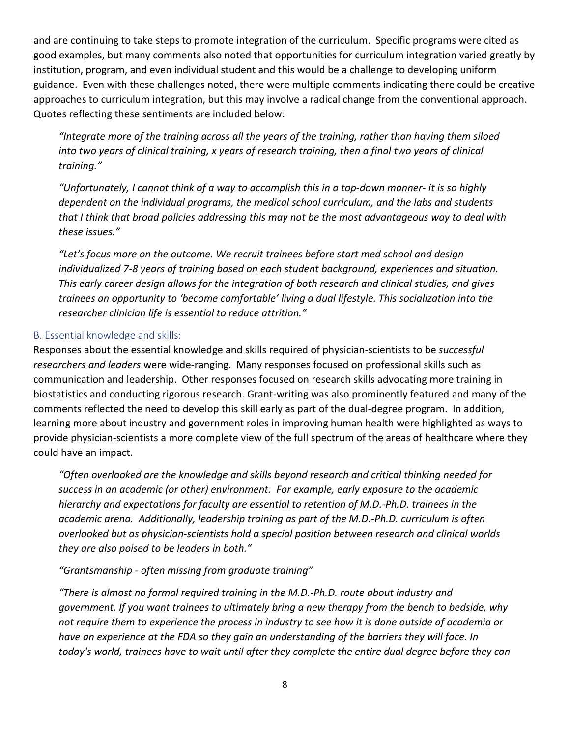and are continuing to take steps to promote integration of the curriculum. Specific programs were cited as good examples, but many comments also noted that opportunities for curriculum integration varied greatly by institution, program, and even individual student and this would be a challenge to developing uniform guidance. Even with these challenges noted, there were multiple comments indicating there could be creative approaches to curriculum integration, but this may involve a radical change from the conventional approach. Quotes reflecting these sentiments are included below:

> *"Integrate more of the training across all the years of the training, rather than having them siloed into two years of clinical training, x years of research training, then a final two years of clinical training."*

> *"Unfortunately, I cannot think of a way to accomplish this in a top-down manner- it is so highly dependent on the individual programs, the medical school curriculum, and the labs and students that I think that broad policies addressing this may not be the most advantageous way to deal with these issues."*

> *"Let's focus more on the outcome. We recruit trainees before start med school and design individualized 7-8 years of training based on each student background, experiences and situation. This early career design allows for the integration of both research and clinical studies, and gives trainees an opportunity to 'become comfortable' living a dual lifestyle. This socialization into the researcher clinician life is essential to reduce attrition."*

### B. Essential knowledge and skills:

Responses about the essential knowledge and skills required of physician-scientists to be *successful researchers and leaders* were wide-ranging. Many responses focused on professional skills such as communication and leadership. Other responses focused on research skills advocating more training in biostatistics and conducting rigorous research. Grant-writing was also prominently featured and many of the comments reflected the need to develop this skill early as part of the dual-degree program. In addition, learning more about industry and government roles in improving human health were highlighted as ways to provide physician-scientists a more complete view of the full spectrum of the areas of healthcare where they could have an impact.

> *"Often overlooked are the knowledge and skills beyond research and critical thinking needed for success in an academic (or other) environment. For example, early exposure to the academic hierarchy and expectations for faculty are essential to retention of M.D.-Ph.D. trainees in the academic arena. Additionally, leadership training as part of the M.D.-Ph.D. curriculum is often overlooked but as physician-scientists hold a special position between research and clinical worlds they are also poised to be leaders in both."*

> *"Grantsmanship - often missing from graduate training"*

> *"There is almost no formal required training in the M.D.-Ph.D. route about industry and government. If you want trainees to ultimately bring a new therapy from the bench to bedside, why not require them to experience the process in industry to see how it is done outside of academia or have an experience at the FDA so they gain an understanding of the barriers they will face. In today's world, trainees have to wait until after they complete the entire dual degree before they can*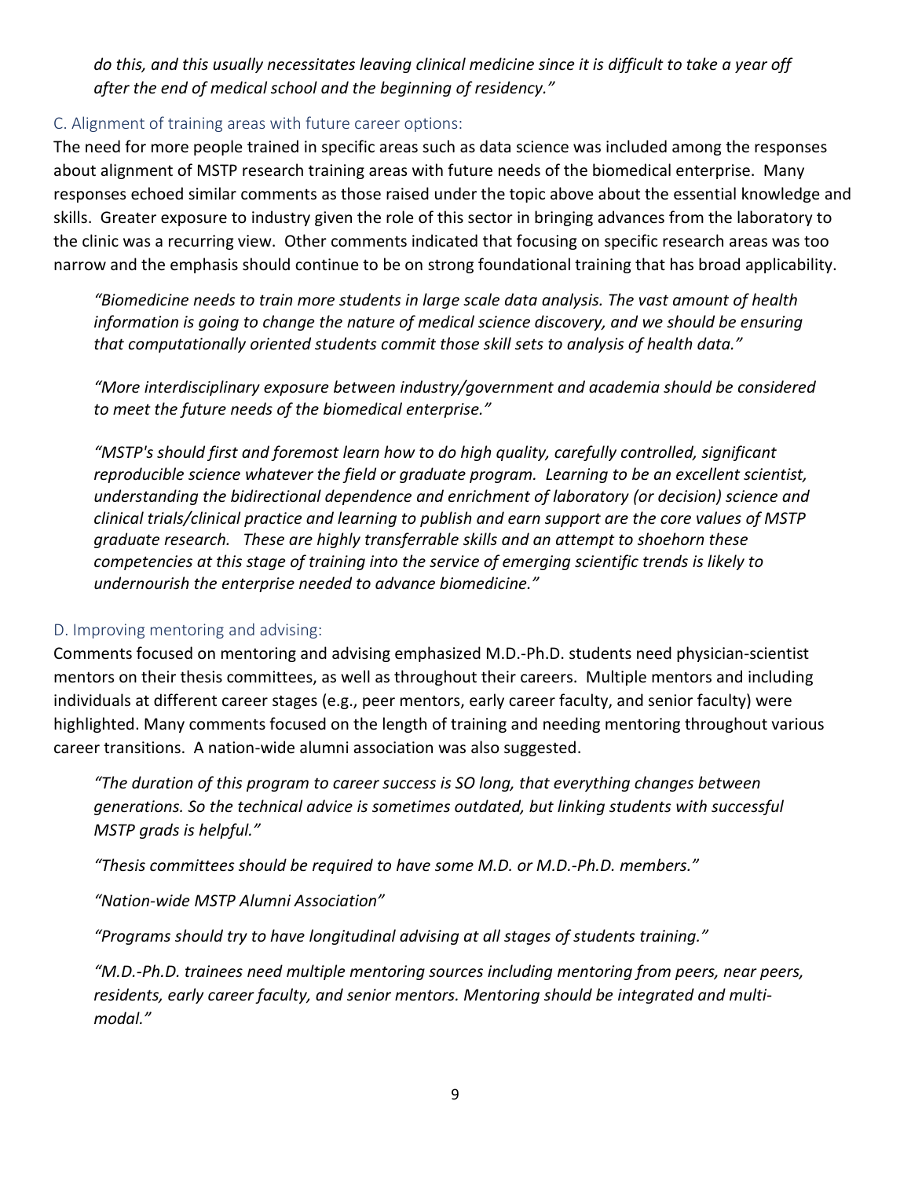*do this, and this usually necessitates leaving clinical medicine since it is difficult to take a year off after the end of medical school and the beginning of residency."*

### C. Alignment of training areas with future career options:

The need for more people trained in specific areas such as data science was included among the responses about alignment of MSTP research training areas with future needs of the biomedical enterprise. Many responses echoed similar comments as those raised under the topic above about the essential knowledge and skills. Greater exposure to industry given the role of this sector in bringing advances from the laboratory to the clinic was a recurring view. Other comments indicated that focusing on specific research areas was too narrow and the emphasis should continue to be on strong foundational training that has broad applicability.

*"Biomedicine needs to train more students in large scale data analysis. The vast amount of health information is going to change the nature of medical science discovery, and we should be ensuring that computationally oriented students commit those skill sets to analysis of health data."*

*"More interdisciplinary exposure between industry/government and academia should be considered to meet the future needs of the biomedical enterprise."*

*"MSTP's should first and foremost learn how to do high quality, carefully controlled, significant reproducible science whatever the field or graduate program. Learning to be an excellent scientist, understanding the bidirectional dependence and enrichment of laboratory (or decision) science and clinical trials/clinical practice and learning to publish and earn support are the core values of MSTP graduate research. These are highly transferrable skills and an attempt to shoehorn these competencies at this stage of training into the service of emerging scientific trends is likely to undernourish the enterprise needed to advance biomedicine."*

### D. Improving mentoring and advising:

Comments focused on mentoring and advising emphasized M.D.-Ph.D. students need physician-scientist mentors on their thesis committees, as well as throughout their careers. Multiple mentors and including individuals at different career stages (e.g., peer mentors, early career faculty, and senior faculty) were highlighted. Many comments focused on the length of training and needing mentoring throughout various career transitions. A nation-wide alumni association was also suggested.

*"The duration of this program to career success is SO long, that everything changes between generations. So the technical advice is sometimes outdated, but linking students with successful MSTP grads is helpful."*

*"Thesis committees should be required to have some M.D. or M.D.-Ph.D. members."*

*"Nation-wide MSTP Alumni Association"*

*"Programs should try to have longitudinal advising at all stages of students training."*

*"M.D.-Ph.D. trainees need multiple mentoring sources including mentoring from peers, near peers, residents, early career faculty, and senior mentors. Mentoring should be integrated and multi-modal."*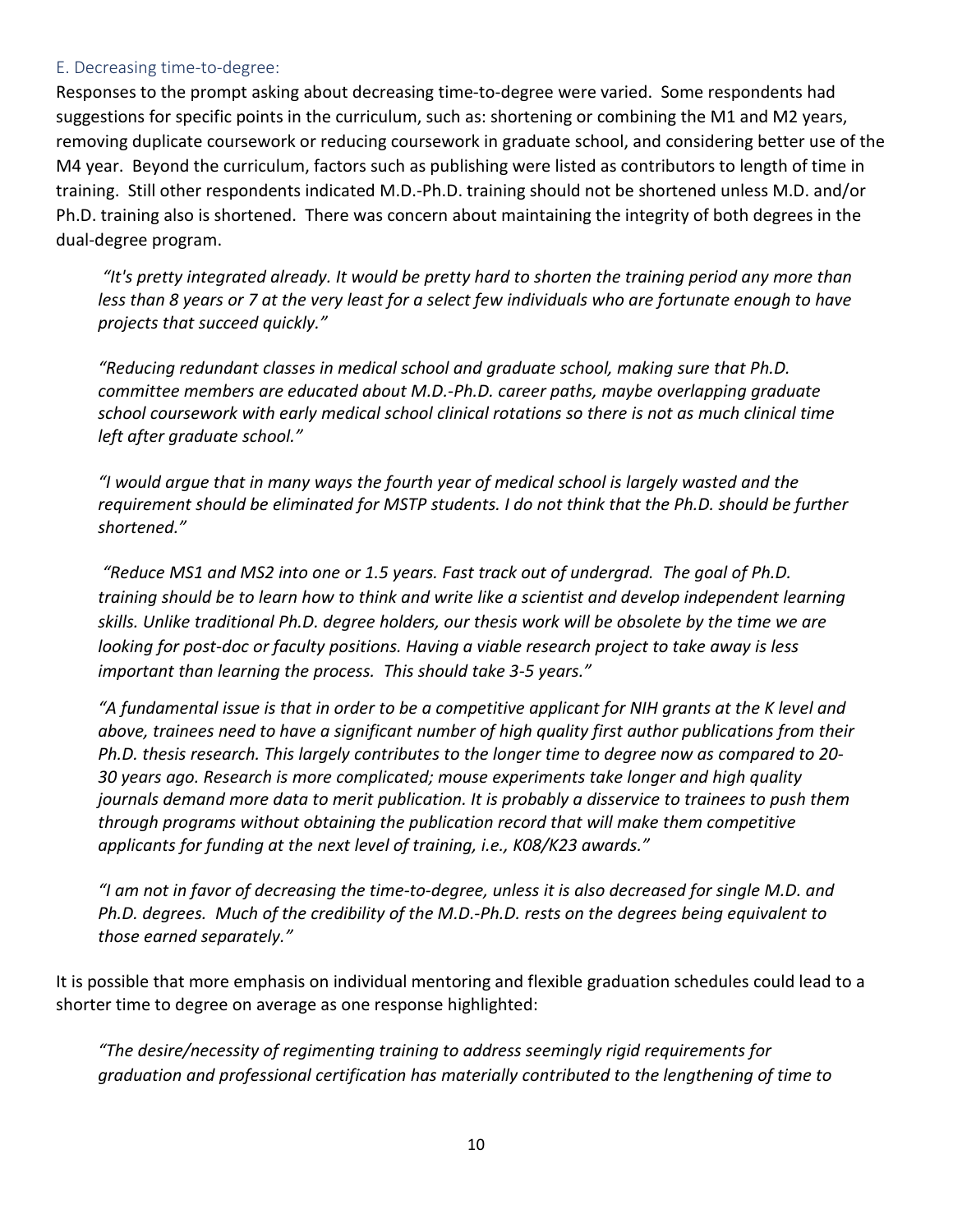### E. Decreasing time-to-degree:

Responses to the prompt asking about decreasing time-to-degree were varied. Some respondents had suggestions for specific points in the curriculum, such as: shortening or combining the M1 and M2 years, removing duplicate coursework or reducing coursework in graduate school, and considering better use of the M4 year. Beyond the curriculum, factors such as publishing were listed as contributors to length of time in training. Still other respondents indicated M.D.-Ph.D. training should not be shortened unless M.D. and/or Ph.D. training also is shortened. There was concern about maintaining the integrity of both degrees in the dual-degree program.

> *"It's pretty integrated already. It would be pretty hard to shorten the training period any more than less than 8 years or 7 at the very least for a select few individuals who are fortunate enough to have projects that succeed quickly."*

> *"Reducing redundant classes in medical school and graduate school, making sure that Ph.D. committee members are educated about M.D.-Ph.D. career paths, maybe overlapping graduate school coursework with early medical school clinical rotations so there is not as much clinical time left after graduate school."*

> *"I would argue that in many ways the fourth year of medical school is largely wasted and the requirement should be eliminated for MSTP students. I do not think that the Ph.D. should be further shortened."*

> *"Reduce MS1 and MS2 into one or 1.5 years. Fast track out of undergrad. The goal of Ph.D. training should be to learn how to think and write like a scientist and develop independent learning skills. Unlike traditional Ph.D. degree holders, our thesis work will be obsolete by the time we are looking for post-doc or faculty positions. Having a viable research project to take away is less important than learning the process. This should take 3-5 years."*

> *"A fundamental issue is that in order to be a competitive applicant for NIH grants at the K level and above, trainees need to have a significant number of high quality first author publications from their Ph.D. thesis research. This largely contributes to the longer time to degree now as compared to 20-30 years ago. Research is more complicated; mouse experiments take longer and high quality journals demand more data to merit publication. It is probably a disservice to trainees to push them through programs without obtaining the publication record that will make them competitive applicants for funding at the next level of training, i.e., K08/K23 awards."*

> *"I am not in favor of decreasing the time-to-degree, unless it is also decreased for single M.D. and Ph.D. degrees. Much of the credibility of the M.D.-Ph.D. rests on the degrees being equivalent to those earned separately."*

It is possible that more emphasis on individual mentoring and flexible graduation schedules could lead to a shorter time to degree on average as one response highlighted:

> *"The desire/necessity of regimenting training to address seemingly rigid requirements for graduation and professional certification has materially contributed to the lengthening of time to*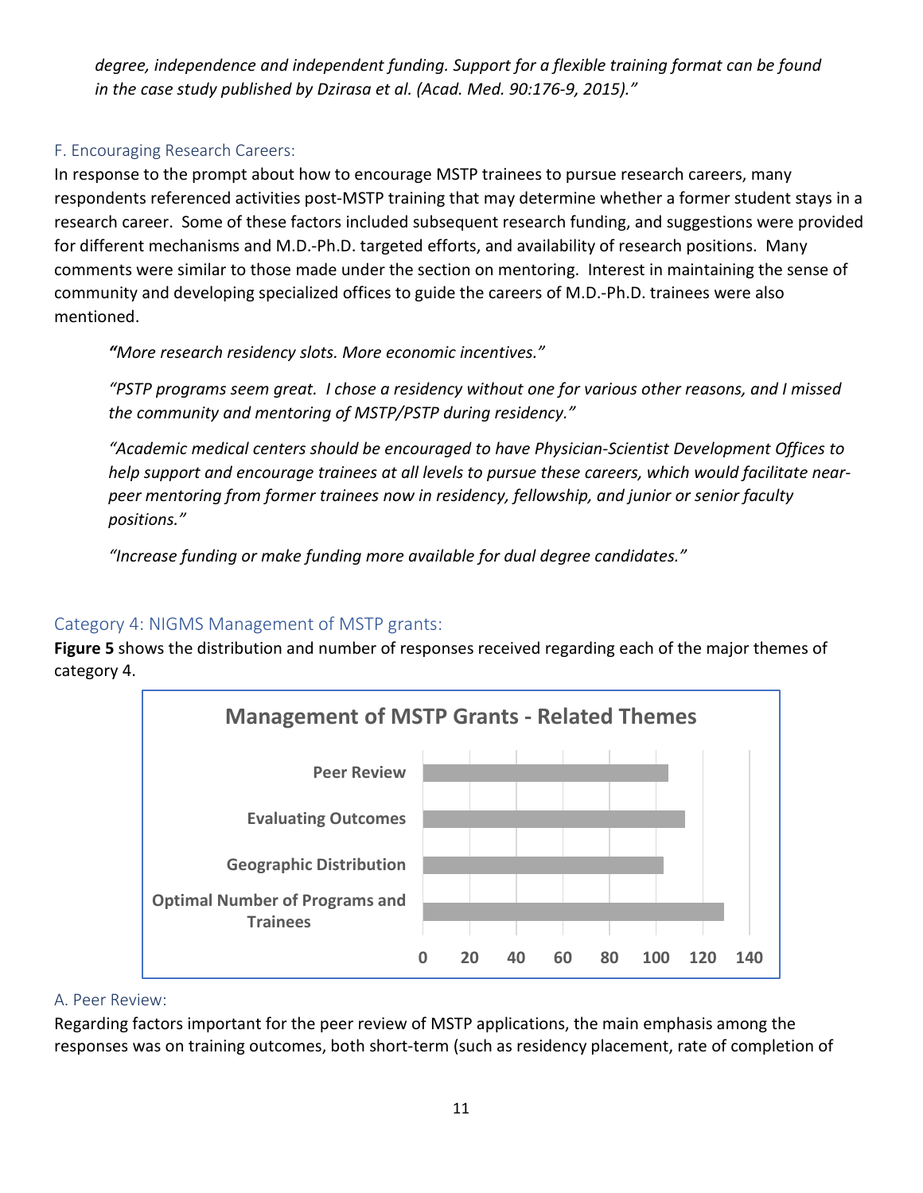*degree, independence and independent funding. Support for a flexible training format can be found in the case study published by Dzirasa et al. (Acad. Med. 90:176-9, 2015)."*

### F. Encouraging Research Careers:

In response to the prompt about how to encourage MSTP trainees to pursue research careers, many respondents referenced activities post-MSTP training that may determine whether a former student stays in a research career. Some of these factors included subsequent research funding, and suggestions were provided for different mechanisms and M.D.-Ph.D. targeted efforts, and availability of research positions. Many comments were similar to those made under the section on mentoring. Interest in maintaining the sense of community and developing specialized offices to guide the careers of M.D.-Ph.D. trainees were also mentioned.

> *"More research residency slots. More economic incentives."*
>
> *"PSTP programs seem great. I chose a residency without one for various other reasons, and I missed the community and mentoring of MSTP/PSTP during residency."*
>
> *"Academic medical centers should be encouraged to have Physician-Scientist Development Offices to help support and encourage trainees at all levels to pursue these careers, which would facilitate near-peer mentoring from former trainees now in residency, fellowship, and junior or senior faculty positions."*
>
> *"Increase funding or make funding more available for dual degree candidates."*

## Category 4: NIGMS Management of MSTP grants:

**Figure 5** shows the distribution and number of responses received regarding each of the major themes of category 4.

**Management of MSTP Grants - Related Themes**

| Theme | Approximate number of responses |
|---|---|
| Peer Review | ~105 |
| Evaluating Outcomes | ~112 |
| Geographic Distribution | ~103 |
| Optimal Number of Programs and Trainees | ~129 |

### A. Peer Review:

Regarding factors important for the peer review of MSTP applications, the main emphasis among the responses was on training outcomes, both short-term (such as residency placement, rate of completion of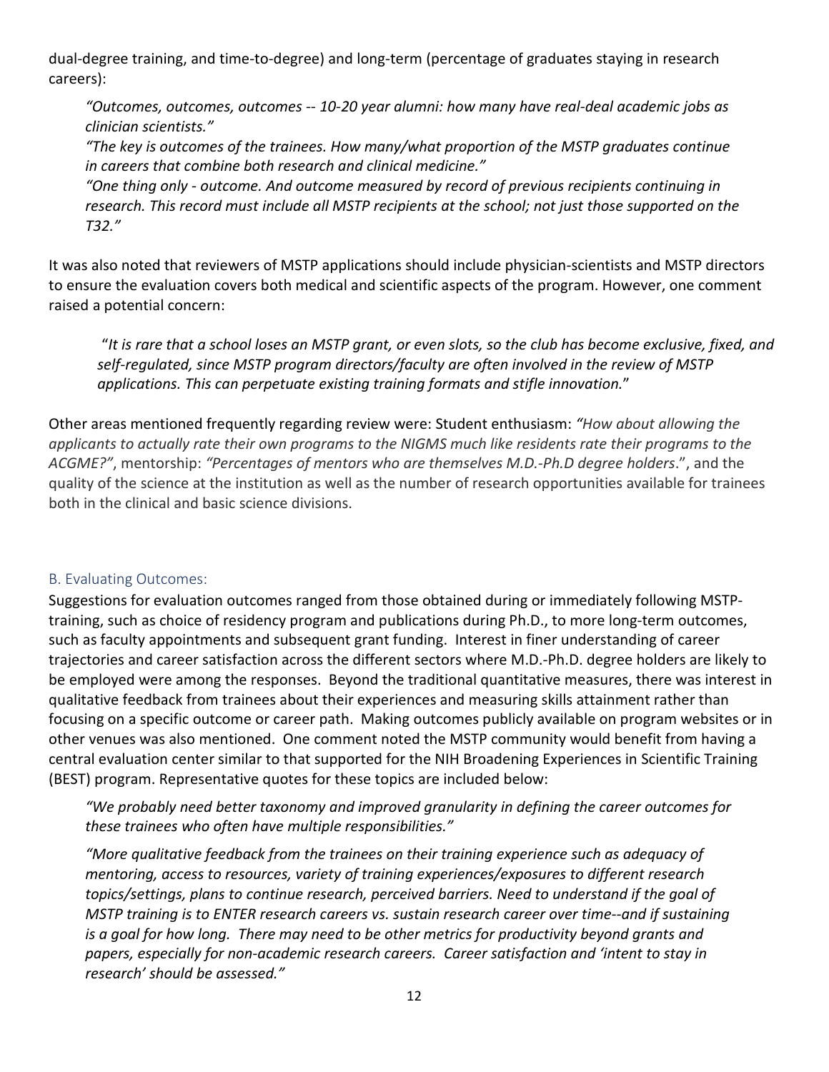dual-degree training, and time-to-degree) and long-term (percentage of graduates staying in research careers):

> *"Outcomes, outcomes, outcomes -- 10-20 year alumni: how many have real-deal academic jobs as clinician scientists."*
>
> *"The key is outcomes of the trainees. How many/what proportion of the MSTP graduates continue in careers that combine both research and clinical medicine."*
>
> *"One thing only - outcome. And outcome measured by record of previous recipients continuing in research. This record must include all MSTP recipients at the school; not just those supported on the T32."*

It was also noted that reviewers of MSTP applications should include physician-scientists and MSTP directors to ensure the evaluation covers both medical and scientific aspects of the program. However, one comment raised a potential concern:

> "*It is rare that a school loses an MSTP grant, or even slots, so the club has become exclusive, fixed, and self-regulated, since MSTP program directors/faculty are often involved in the review of MSTP applications. This can perpetuate existing training formats and stifle innovation.*"

Other areas mentioned frequently regarding review were: Student enthusiasm: *"How about allowing the applicants to actually rate their own programs to the NIGMS much like residents rate their programs to the ACGME?"*, mentorship: *"Percentages of mentors who are themselves M.D.-Ph.D degree holders*.", and the quality of the science at the institution as well as the number of research opportunities available for trainees both in the clinical and basic science divisions.

### B. Evaluating Outcomes:

Suggestions for evaluation outcomes ranged from those obtained during or immediately following MSTP-training, such as choice of residency program and publications during Ph.D., to more long-term outcomes, such as faculty appointments and subsequent grant funding. Interest in finer understanding of career trajectories and career satisfaction across the different sectors where M.D.-Ph.D. degree holders are likely to be employed were among the responses. Beyond the traditional quantitative measures, there was interest in qualitative feedback from trainees about their experiences and measuring skills attainment rather than focusing on a specific outcome or career path. Making outcomes publicly available on program websites or in other venues was also mentioned. One comment noted the MSTP community would benefit from having a central evaluation center similar to that supported for the NIH Broadening Experiences in Scientific Training (BEST) program. Representative quotes for these topics are included below:

> *"We probably need better taxonomy and improved granularity in defining the career outcomes for these trainees who often have multiple responsibilities."*
>
> *"More qualitative feedback from the trainees on their training experience such as adequacy of mentoring, access to resources, variety of training experiences/exposures to different research topics/settings, plans to continue research, perceived barriers. Need to understand if the goal of MSTP training is to ENTER research careers vs. sustain research career over time--and if sustaining is a goal for how long. There may need to be other metrics for productivity beyond grants and papers, especially for non-academic research careers. Career satisfaction and 'intent to stay in research' should be assessed."*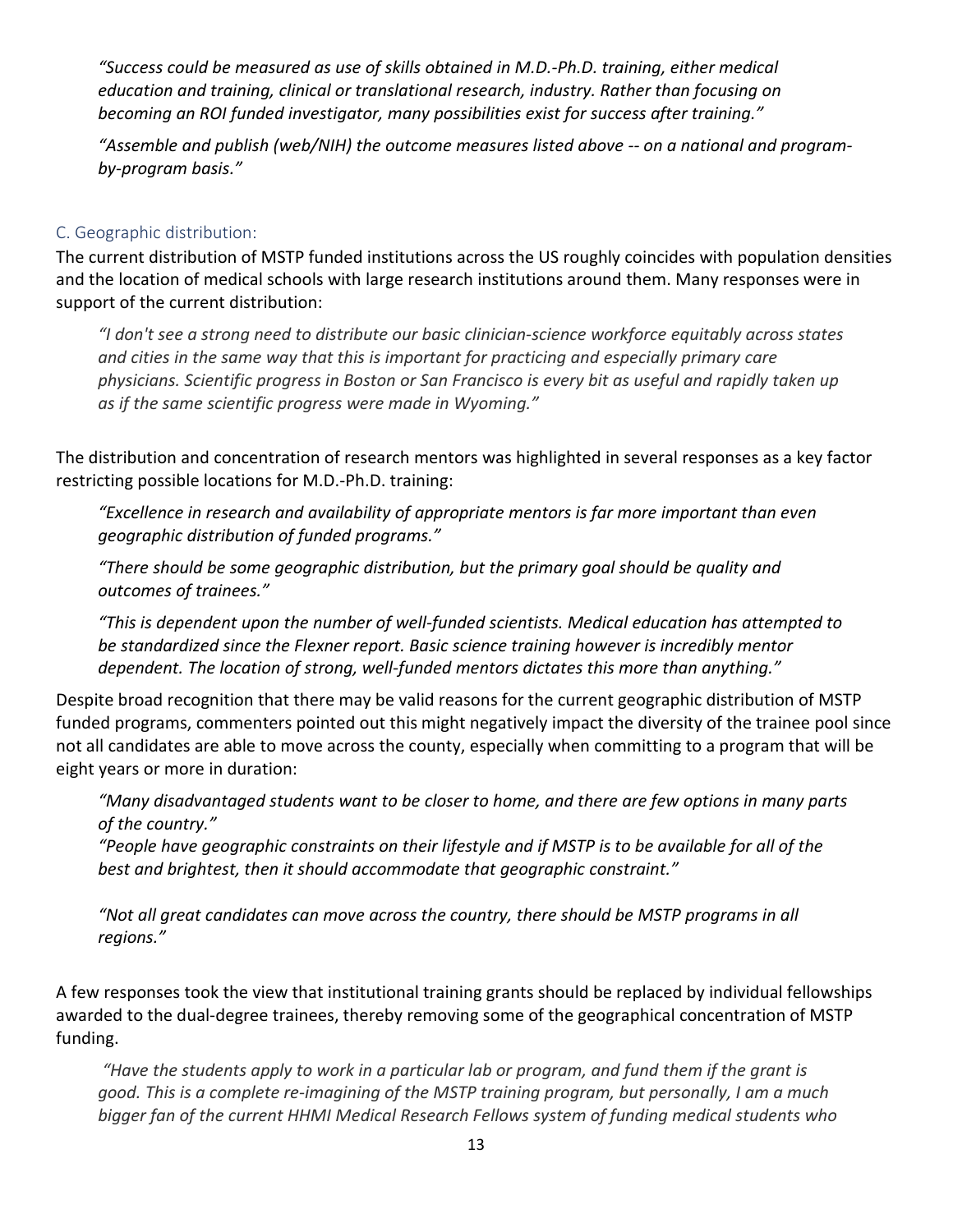*"Success could be measured as use of skills obtained in M.D.-Ph.D. training, either medical education and training, clinical or translational research, industry. Rather than focusing on becoming an ROI funded investigator, many possibilities exist for success after training."*

*"Assemble and publish (web/NIH) the outcome measures listed above -- on a national and program-by-program basis."*

### C. Geographic distribution:

The current distribution of MSTP funded institutions across the US roughly coincides with population densities and the location of medical schools with large research institutions around them. Many responses were in support of the current distribution:

*"I don't see a strong need to distribute our basic clinician-science workforce equitably across states and cities in the same way that this is important for practicing and especially primary care physicians. Scientific progress in Boston or San Francisco is every bit as useful and rapidly taken up as if the same scientific progress were made in Wyoming."*

The distribution and concentration of research mentors was highlighted in several responses as a key factor restricting possible locations for M.D.-Ph.D. training:

*"Excellence in research and availability of appropriate mentors is far more important than even geographic distribution of funded programs."*

*"There should be some geographic distribution, but the primary goal should be quality and outcomes of trainees."*

*"This is dependent upon the number of well-funded scientists. Medical education has attempted to be standardized since the Flexner report. Basic science training however is incredibly mentor dependent. The location of strong, well-funded mentors dictates this more than anything."*

Despite broad recognition that there may be valid reasons for the current geographic distribution of MSTP funded programs, commenters pointed out this might negatively impact the diversity of the trainee pool since not all candidates are able to move across the county, especially when committing to a program that will be eight years or more in duration:

*"Many disadvantaged students want to be closer to home, and there are few options in many parts of the country."*
*"People have geographic constraints on their lifestyle and if MSTP is to be available for all of the best and brightest, then it should accommodate that geographic constraint."*

*"Not all great candidates can move across the country, there should be MSTP programs in all regions."*

A few responses took the view that institutional training grants should be replaced by individual fellowships awarded to the dual-degree trainees, thereby removing some of the geographical concentration of MSTP funding.

*"Have the students apply to work in a particular lab or program, and fund them if the grant is good. This is a complete re-imagining of the MSTP training program, but personally, I am a much bigger fan of the current HHMI Medical Research Fellows system of funding medical students who*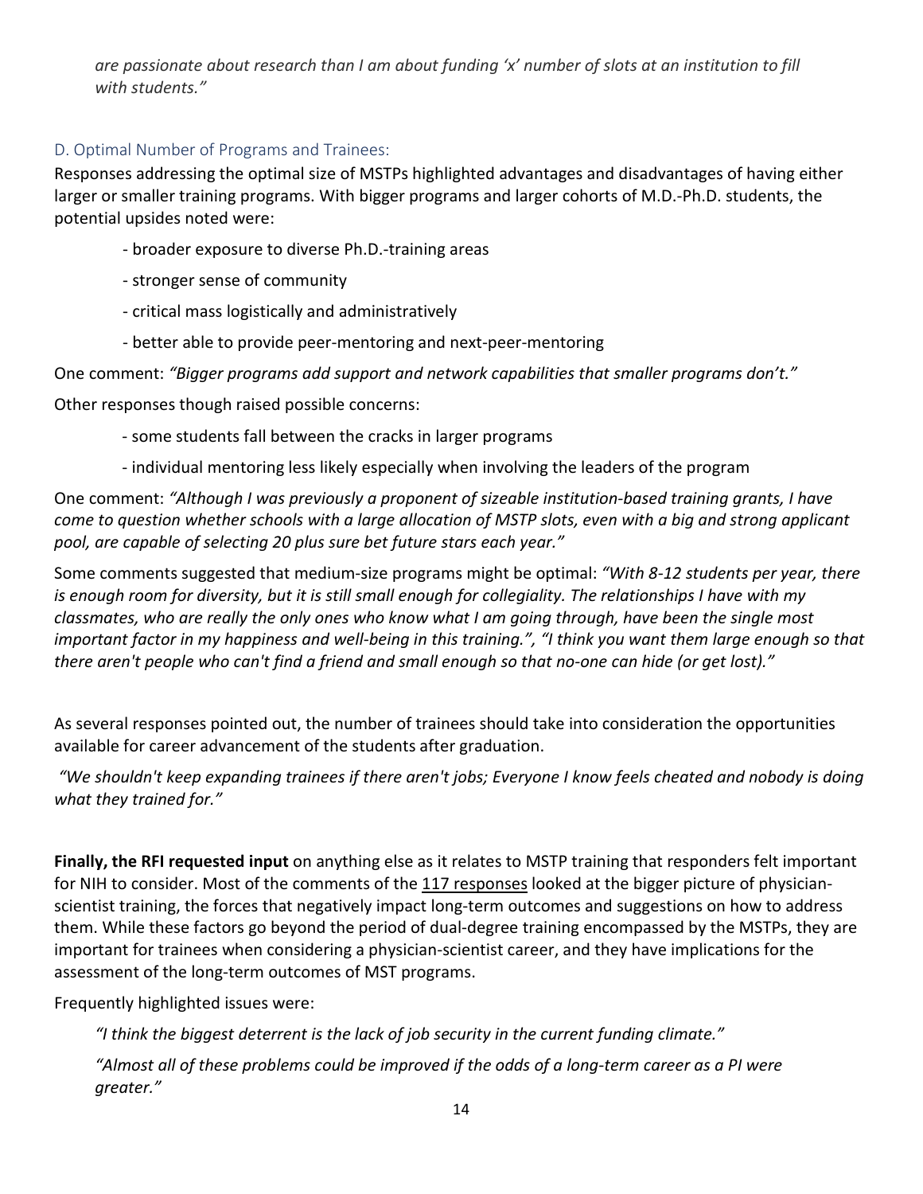*are passionate about research than I am about funding 'x' number of slots at an institution to fill with students."*

### D. Optimal Number of Programs and Trainees:

Responses addressing the optimal size of MSTPs highlighted advantages and disadvantages of having either larger or smaller training programs. With bigger programs and larger cohorts of M.D.-Ph.D. students, the potential upsides noted were:

- broader exposure to diverse Ph.D.-training areas
- stronger sense of community
- critical mass logistically and administratively
- better able to provide peer-mentoring and next-peer-mentoring

One comment: *"Bigger programs add support and network capabilities that smaller programs don't."*

Other responses though raised possible concerns:

- some students fall between the cracks in larger programs
- individual mentoring less likely especially when involving the leaders of the program

One comment: *"Although I was previously a proponent of sizeable institution-based training grants, I have come to question whether schools with a large allocation of MSTP slots, even with a big and strong applicant pool, are capable of selecting 20 plus sure bet future stars each year."*

Some comments suggested that medium-size programs might be optimal: *"With 8-12 students per year, there is enough room for diversity, but it is still small enough for collegiality. The relationships I have with my classmates, who are really the only ones who know what I am going through, have been the single most important factor in my happiness and well-being in this training.", "I think you want them large enough so that there aren't people who can't find a friend and small enough so that no-one can hide (or get lost)."*

As several responses pointed out, the number of trainees should take into consideration the opportunities available for career advancement of the students after graduation.

*"We shouldn't keep expanding trainees if there aren't jobs; Everyone I know feels cheated and nobody is doing what they trained for."*

**Finally, the RFI requested input** on anything else as it relates to MSTP training that responders felt important for NIH to consider. Most of the comments of the 117 responses looked at the bigger picture of physician-scientist training, the forces that negatively impact long-term outcomes and suggestions on how to address them. While these factors go beyond the period of dual-degree training encompassed by the MSTPs, they are important for trainees when considering a physician-scientist career, and they have implications for the assessment of the long-term outcomes of MST programs.

Frequently highlighted issues were:

*"I think the biggest deterrent is the lack of job security in the current funding climate."*

*"Almost all of these problems could be improved if the odds of a long-term career as a PI were greater."*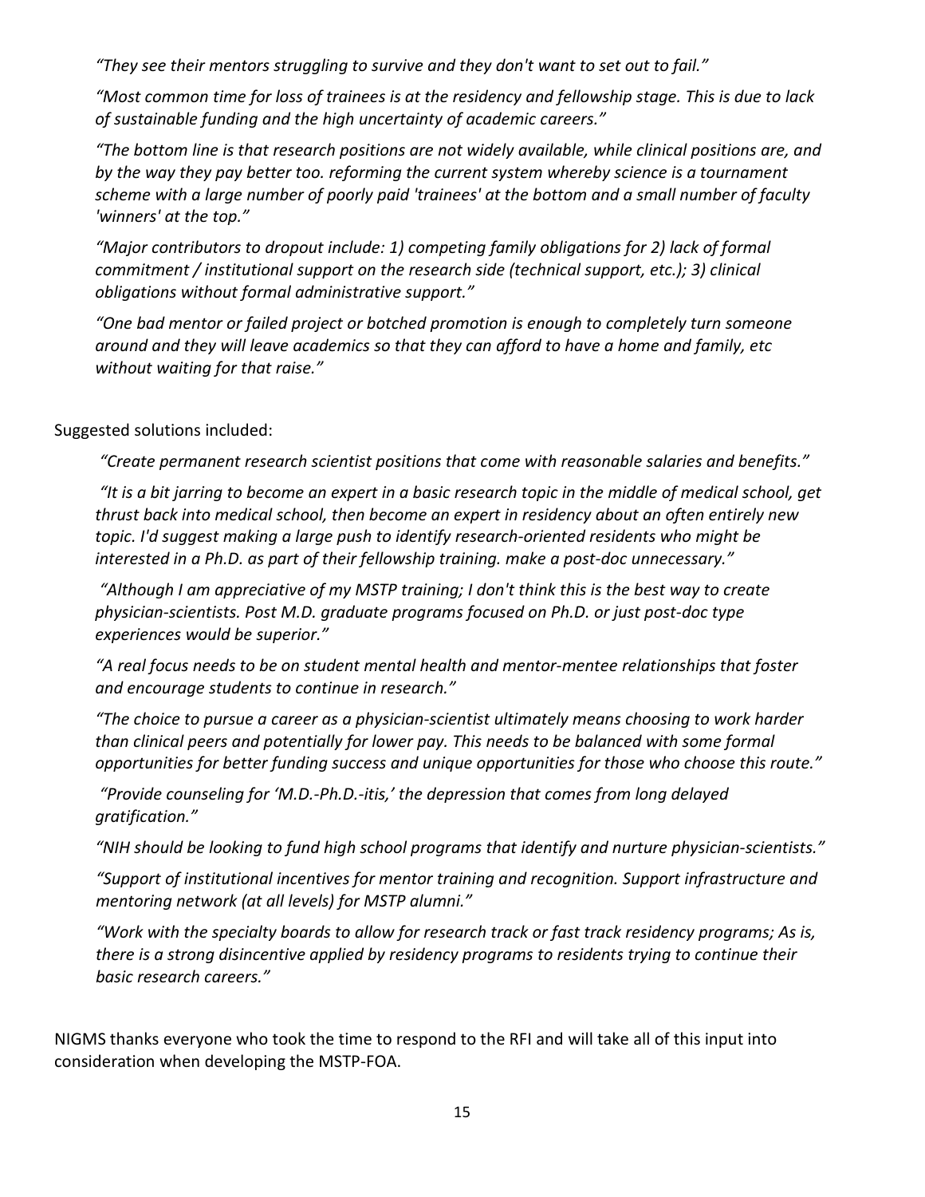*“They see their mentors struggling to survive and they don't want to set out to fail.”*

*“Most common time for loss of trainees is at the residency and fellowship stage. This is due to lack of sustainable funding and the high uncertainty of academic careers.”*

*“The bottom line is that research positions are not widely available, while clinical positions are, and by the way they pay better too. reforming the current system whereby science is a tournament scheme with a large number of poorly paid 'trainees' at the bottom and a small number of faculty 'winners' at the top.”*

*“Major contributors to dropout include: 1) competing family obligations for 2) lack of formal commitment / institutional support on the research side (technical support, etc.); 3) clinical obligations without formal administrative support.”*

*“One bad mentor or failed project or botched promotion is enough to completely turn someone around and they will leave academics so that they can afford to have a home and family, etc without waiting for that raise.”*

Suggested solutions included:

*“Create permanent research scientist positions that come with reasonable salaries and benefits.”*

*“It is a bit jarring to become an expert in a basic research topic in the middle of medical school, get thrust back into medical school, then become an expert in residency about an often entirely new topic. I'd suggest making a large push to identify research-oriented residents who might be interested in a Ph.D. as part of their fellowship training. make a post-doc unnecessary.”*

*“Although I am appreciative of my MSTP training; I don't think this is the best way to create physician-scientists. Post M.D. graduate programs focused on Ph.D. or just post-doc type experiences would be superior.”*

*“A real focus needs to be on student mental health and mentor-mentee relationships that foster and encourage students to continue in research.”*

*“The choice to pursue a career as a physician-scientist ultimately means choosing to work harder than clinical peers and potentially for lower pay. This needs to be balanced with some formal opportunities for better funding success and unique opportunities for those who choose this route.”*

*“Provide counseling for ‘M.D.-Ph.D.-itis,’ the depression that comes from long delayed gratification.”*

*“NIH should be looking to fund high school programs that identify and nurture physician-scientists.”*

*“Support of institutional incentives for mentor training and recognition. Support infrastructure and mentoring network (at all levels) for MSTP alumni.”*

*“Work with the specialty boards to allow for research track or fast track residency programs; As is, there is a strong disincentive applied by residency programs to residents trying to continue their basic research careers.”*

NIGMS thanks everyone who took the time to respond to the RFI and will take all of this input into consideration when developing the MSTP-FOA.